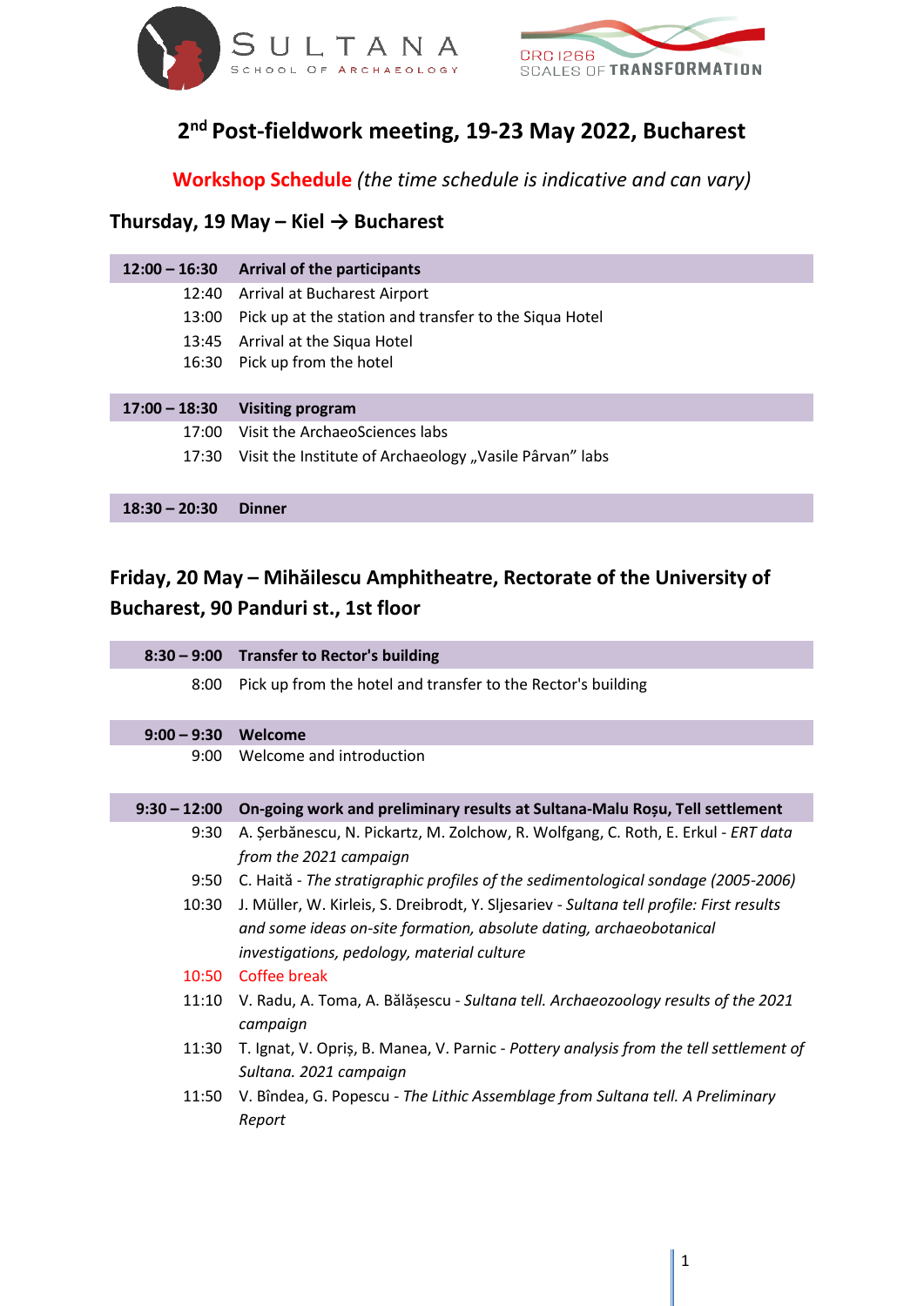SULTANA SCHOOL OF ARCHAEOLOGY

CRC 1266 SCALES OF TRANSFORMATION

# 2nd Post-fieldwork meeting, 19-23 May 2022, Bucharest

**Workshop Schedule** *(the time schedule is indicative and can vary)*

## Thursday, 19 May – Kiel → Bucharest

| | |
|---|---|
| **12:00 – 16:30** | **Arrival of the participants** |
| 12:40 | Arrival at Bucharest Airport |
| 13:00 | Pick up at the station and transfer to the Siqua Hotel |
| 13:45 | Arrival at the Siqua Hotel |
| 16:30 | Pick up from the hotel |
| **17:00 – 18:30** | **Visiting program** |
| 17:00 | Visit the ArchaeoSciences labs |
| 17:30 | Visit the Institute of Archaeology „Vasile Pârvan" labs |
| **18:30 – 20:30** | **Dinner** |

## Friday, 20 May – Mihăilescu Amphitheatre, Rectorate of the University of Bucharest, 90 Panduri st., 1st floor

| | |
|---|---|
| **8:30 – 9:00** | **Transfer to Rector's building** |
| 8:00 | Pick up from the hotel and transfer to the Rector's building |
| **9:00 – 9:30** | **Welcome** |
| 9:00 | Welcome and introduction |
| **9:30 – 12:00** | **On-going work and preliminary results at Sultana-Malu Roșu, Tell settlement** |
| 9:30 | A. Șerbănescu, N. Pickartz, M. Zolchow, R. Wolfgang, C. Roth, E. Erkul - *ERT data from the 2021 campaign* |
| 9:50 | C. Haită - *The stratigraphic profiles of the sedimentological sondage (2005-2006)* |
| 10:30 | J. Müller, W. Kirleis, S. Dreibrodt, Y. Sljesariev - *Sultana tell profile: First results and some ideas on-site formation, absolute dating, archaeobotanical investigations, pedology, material culture* |
| 10:50 | Coffee break |
| 11:10 | V. Radu, A. Toma, A. Bălășescu - *Sultana tell. Archaeozoology results of the 2021 campaign* |
| 11:30 | T. Ignat, V. Opriș, B. Manea, V. Parnic - *Pottery analysis from the tell settlement of Sultana. 2021 campaign* |
| 11:50 | V. Bîndea, G. Popescu - *The Lithic Assemblage from Sultana tell. A Preliminary Report* |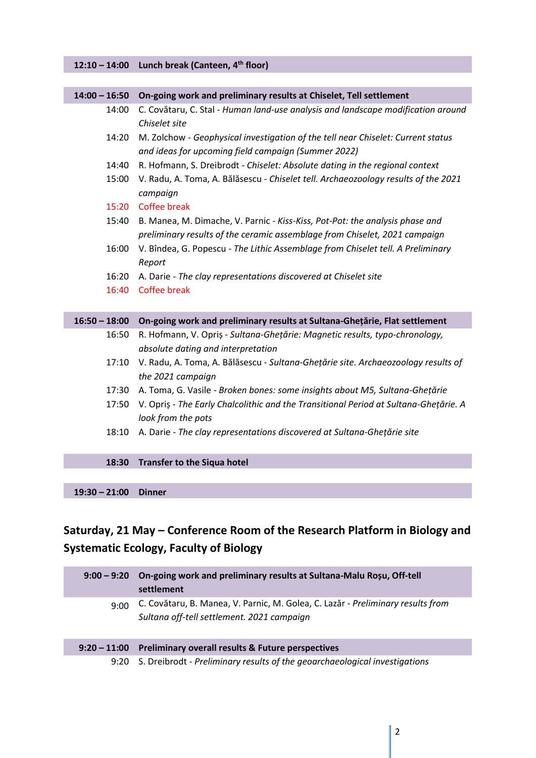| | |
|---|---|
| **12:10 – 14:00** | **Lunch break (Canteen, 4th floor)** |

| | |
|---|---|
| **14:00 – 16:50** | **On-going work and preliminary results at Chiselet, Tell settlement** |
| 14:00 | C. Covătaru, C. Stal - *Human land-use analysis and landscape modification around Chiselet site* |
| 14:20 | M. Zolchow - *Geophysical investigation of the tell near Chiselet: Current status and ideas for upcoming field campaign (Summer 2022)* |
| 14:40 | R. Hofmann, S. Dreibrodt - *Chiselet: Absolute dating in the regional context* |
| 15:00 | V. Radu, A. Toma, A. Bălăsescu - *Chiselet tell. Archaeozoology results of the 2021 campaign* |
| 15:20 | Coffee break |
| 15:40 | B. Manea, M. Dimache, V. Parnic - *Kiss-Kiss, Pot-Pot: the analysis phase and preliminary results of the ceramic assemblage from Chiselet, 2021 campaign* |
| 16:00 | V. Bîndea, G. Popescu - *The Lithic Assemblage from Chiselet tell. A Preliminary Report* |
| 16:20 | A. Darie - *The clay representations discovered at Chiselet site* |
| 16:40 | Coffee break |

| | |
|---|---|
| **16:50 – 18:00** | **On-going work and preliminary results at Sultana-Ghețărie, Flat settlement** |
| 16:50 | R. Hofmann, V. Opriș - *Sultana-Ghețărie: Magnetic results, typo-chronology, absolute dating and interpretation* |
| 17:10 | V. Radu, A. Toma, A. Bălăsescu - *Sultana-Ghețărie site. Archaeozoology results of the 2021 campaign* |
| 17:30 | A. Toma, G. Vasile - *Broken bones: some insights about M5, Sultana-Ghețărie* |
| 17:50 | V. Opriș - *The Early Chalcolithic and the Transitional Period at Sultana-Ghețărie. A look from the pots* |
| 18:10 | A. Darie - *The clay representations discovered at Sultana-Ghețărie site* |

| | |
|---|---|
| **18:30** | **Transfer to the Siqua hotel** |

| | |
|---|---|
| **19:30 – 21:00** | **Dinner** |

## Saturday, 21 May – Conference Room of the Research Platform in Biology and Systematic Ecology, Faculty of Biology

| | |
|---|---|
| **9:00 – 9:20** | **On-going work and preliminary results at Sultana-Malu Roșu, Off-tell settlement** |
| 9:00 | C. Covătaru, B. Manea, V. Parnic, M. Golea, C. Lazăr - *Preliminary results from Sultana off-tell settlement. 2021 campaign* |

| | |
|---|---|
| **9:20 – 11:00** | **Preliminary overall results & Future perspectives** |
| 9:20 | S. Dreibrodt - *Preliminary results of the geoarchaeological investigations* |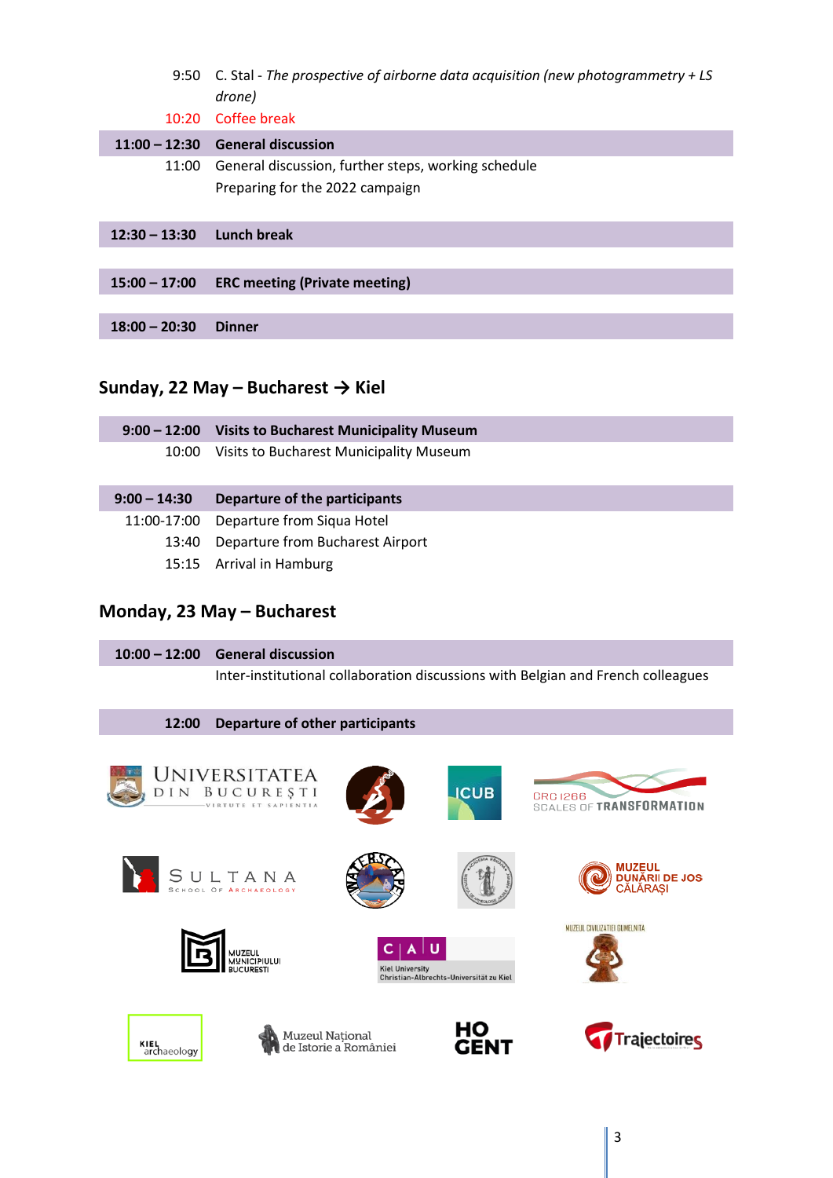| | |
|---|---|
| 9:50 | C. Stal - *The prospective of airborne data acquisition (new photogrammetry + LS drone)* |
| 10:20 | Coffee break |
| **11:00 – 12:30** | **General discussion** |
| 11:00 | General discussion, further steps, working schedule<br>Preparing for the 2022 campaign |
| **12:30 – 13:30** | **Lunch break** |
| **15:00 – 17:00** | **ERC meeting (Private meeting)** |
| **18:00 – 20:30** | **Dinner** |

## Sunday, 22 May – Bucharest → Kiel

| | |
|---|---|
| **9:00 – 12:00** | **Visits to Bucharest Municipality Museum** |
| 10:00 | Visits to Bucharest Municipality Museum |
| **9:00 – 14:30** | **Departure of the participants** |
| 11:00-17:00 | Departure from Siqua Hotel |
| 13:40 | Departure from Bucharest Airport |
| 15:15 | Arrival in Hamburg |

## Monday, 23 May – Bucharest

| | |
|---|---|
| **10:00 – 12:00** | **General discussion** |
| | Inter-institutional collaboration discussions with Belgian and French colleagues |
| **12:00** | **Departure of other participants** |

UNIVERSITATEA DIN BUCUREȘTI VIRTUTE ET SAPIENTIA

ICUB

CRC 1266 SCALES OF TRANSFORMATION

SULTANA SCHOOL OF ARCHAEOLOGY

WATERSCAPE

MUZEUL DUNĂRII DE JOS CĂLĂRAȘI

MUZEUL MUNICIPIULUI BUCUREȘTI

CAU Kiel University Christian-Albrechts-Universität zu Kiel

MUZEUL CIVILIZAȚIEI GUMELNIȚA

KIEL archaeology

Muzeul Național de Istorie a României

HO GENT

Trajectoires